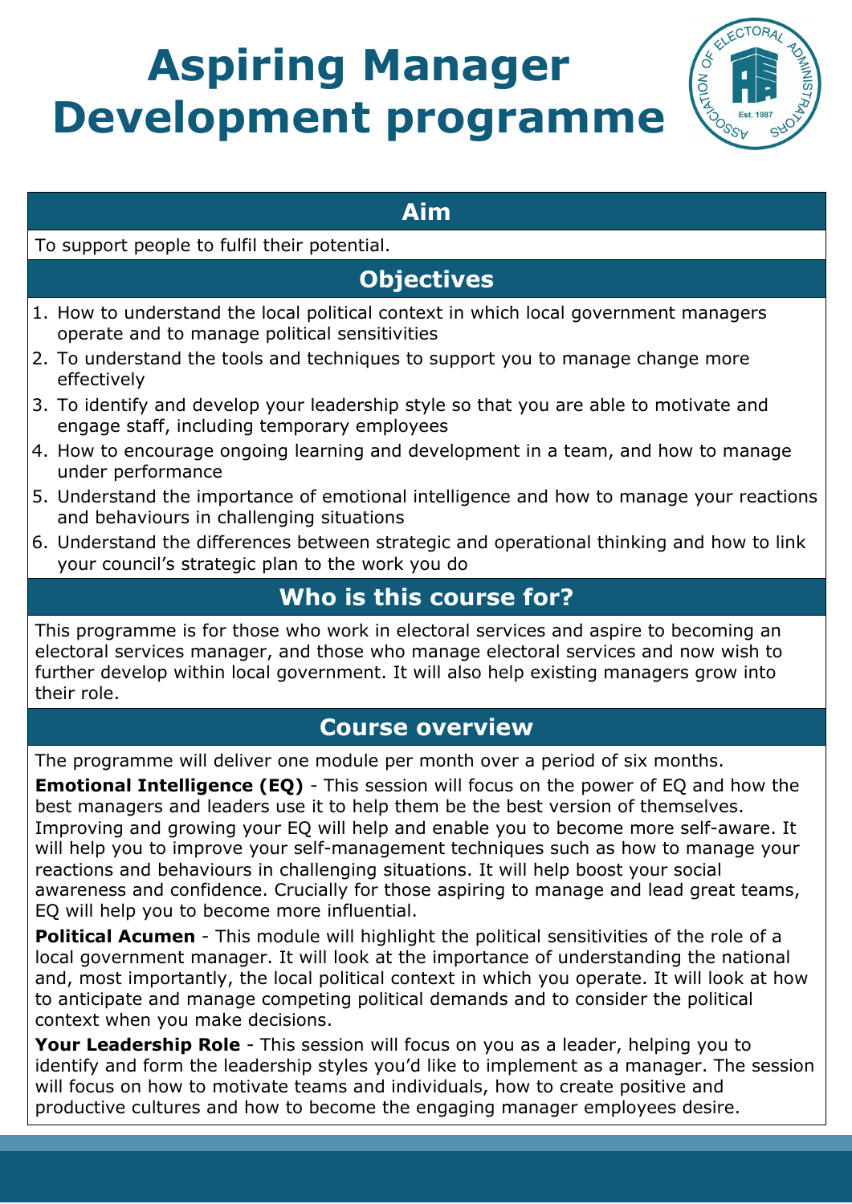# Aspiring Manager Development programme

## Aim

To support people to fulfil their potential.

## Objectives

1. How to understand the local political context in which local government managers operate and to manage political sensitivities
2. To understand the tools and techniques to support you to manage change more effectively
3. To identify and develop your leadership style so that you are able to motivate and engage staff, including temporary employees
4. How to encourage ongoing learning and development in a team, and how to manage under performance
5. Understand the importance of emotional intelligence and how to manage your reactions and behaviours in challenging situations
6. Understand the differences between strategic and operational thinking and how to link your council's strategic plan to the work you do

## Who is this course for?

This programme is for those who work in electoral services and aspire to becoming an electoral services manager, and those who manage electoral services and now wish to further develop within local government. It will also help existing managers grow into their role.

## Course overview

The programme will deliver one module per month over a period of six months.

**Emotional Intelligence (EQ)** - This session will focus on the power of EQ and how the best managers and leaders use it to help them be the best version of themselves. Improving and growing your EQ will help and enable you to become more self-aware. It will help you to improve your self-management techniques such as how to manage your reactions and behaviours in challenging situations. It will help boost your social awareness and confidence. Crucially for those aspiring to manage and lead great teams, EQ will help you to become more influential.

**Political Acumen** - This module will highlight the political sensitivities of the role of a local government manager. It will look at the importance of understanding the national and, most importantly, the local political context in which you operate. It will look at how to anticipate and manage competing political demands and to consider the political context when you make decisions.

**Your Leadership Role** - This session will focus on you as a leader, helping you to identify and form the leadership styles you'd like to implement as a manager. The session will focus on how to motivate teams and individuals, how to create positive and productive cultures and how to become the engaging manager employees desire.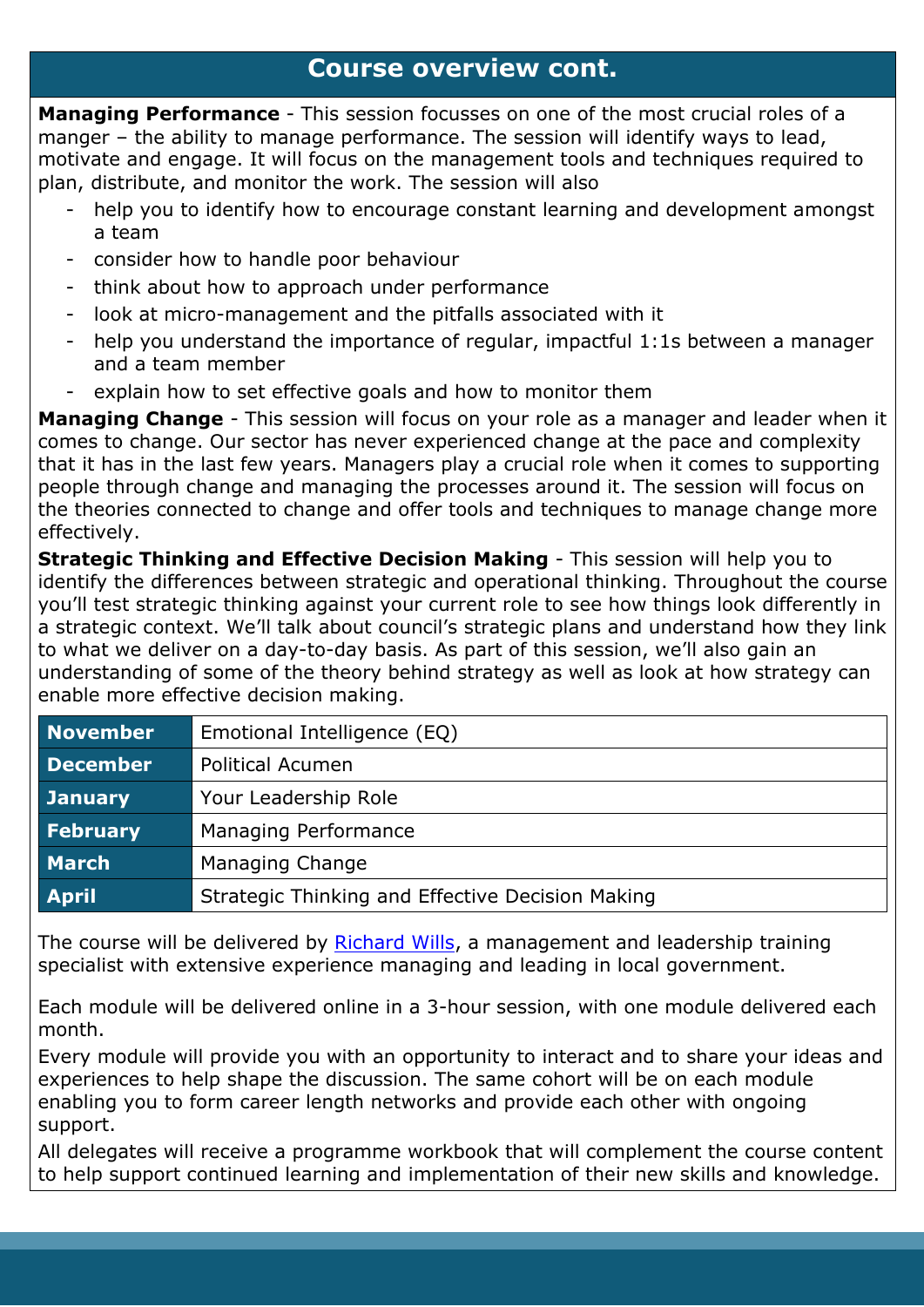## Course overview cont.

**Managing Performance** - This session focusses on one of the most crucial roles of a manger – the ability to manage performance. The session will identify ways to lead, motivate and engage. It will focus on the management tools and techniques required to plan, distribute, and monitor the work. The session will also

- help you to identify how to encourage constant learning and development amongst a team
- consider how to handle poor behaviour
- think about how to approach under performance
- look at micro-management and the pitfalls associated with it
- help you understand the importance of regular, impactful 1:1s between a manager and a team member
- explain how to set effective goals and how to monitor them

**Managing Change** - This session will focus on your role as a manager and leader when it comes to change. Our sector has never experienced change at the pace and complexity that it has in the last few years. Managers play a crucial role when it comes to supporting people through change and managing the processes around it. The session will focus on the theories connected to change and offer tools and techniques to manage change more effectively.

**Strategic Thinking and Effective Decision Making** - This session will help you to identify the differences between strategic and operational thinking. Throughout the course you'll test strategic thinking against your current role to see how things look differently in a strategic context. We'll talk about council's strategic plans and understand how they link to what we deliver on a day-to-day basis. As part of this session, we'll also gain an understanding of some of the theory behind strategy as well as look at how strategy can enable more effective decision making.

| Month | Module |
|---|---|
| **November** | Emotional Intelligence (EQ) |
| **December** | Political Acumen |
| **January** | Your Leadership Role |
| **February** | Managing Performance |
| **March** | Managing Change |
| **April** | Strategic Thinking and Effective Decision Making |

The course will be delivered by Richard Wills, a management and leadership training specialist with extensive experience managing and leading in local government.

Each module will be delivered online in a 3-hour session, with one module delivered each month.

Every module will provide you with an opportunity to interact and to share your ideas and experiences to help shape the discussion. The same cohort will be on each module enabling you to form career length networks and provide each other with ongoing support.

All delegates will receive a programme workbook that will complement the course content to help support continued learning and implementation of their new skills and knowledge.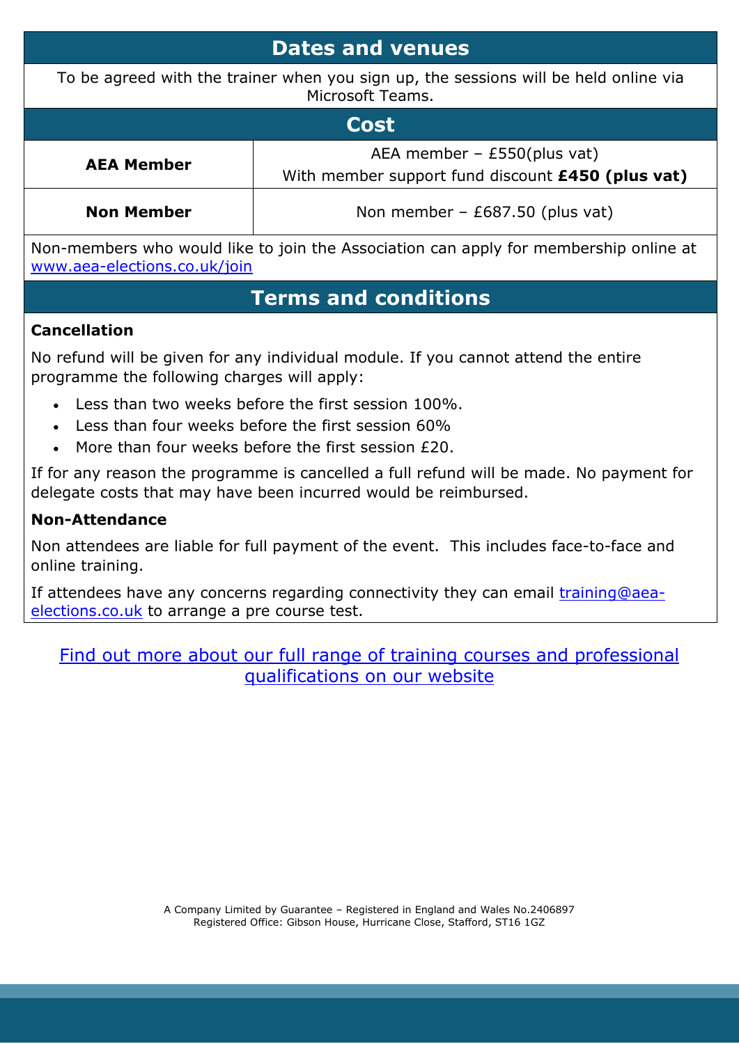## Dates and venues

To be agreed with the trainer when you sign up, the sessions will be held online via Microsoft Teams.

## Cost

| | |
|---|---|
| **AEA Member** | AEA member – £550(plus vat)<br>With member support fund discount **£450 (plus vat)** |
| **Non Member** | Non member – £687.50 (plus vat) |

Non-members who would like to join the Association can apply for membership online at [www.aea-elections.co.uk/join](http://www.aea-elections.co.uk/join)

## Terms and conditions

### Cancellation

No refund will be given for any individual module. If you cannot attend the entire programme the following charges will apply:

- Less than two weeks before the first session 100%.
- Less than four weeks before the first session 60%
- More than four weeks before the first session £20.

If for any reason the programme is cancelled a full refund will be made. No payment for delegate costs that may have been incurred would be reimbursed.

### Non-Attendance

Non attendees are liable for full payment of the event. This includes face-to-face and online training.

If attendees have any concerns regarding connectivity they can email [training@aea-elections.co.uk](mailto:training@aea-elections.co.uk) to arrange a pre course test.

Find out more about our full range of training courses and professional qualifications on our website

A Company Limited by Guarantee – Registered in England and Wales No.2406897
Registered Office: Gibson House, Hurricane Close, Stafford, ST16 1GZ